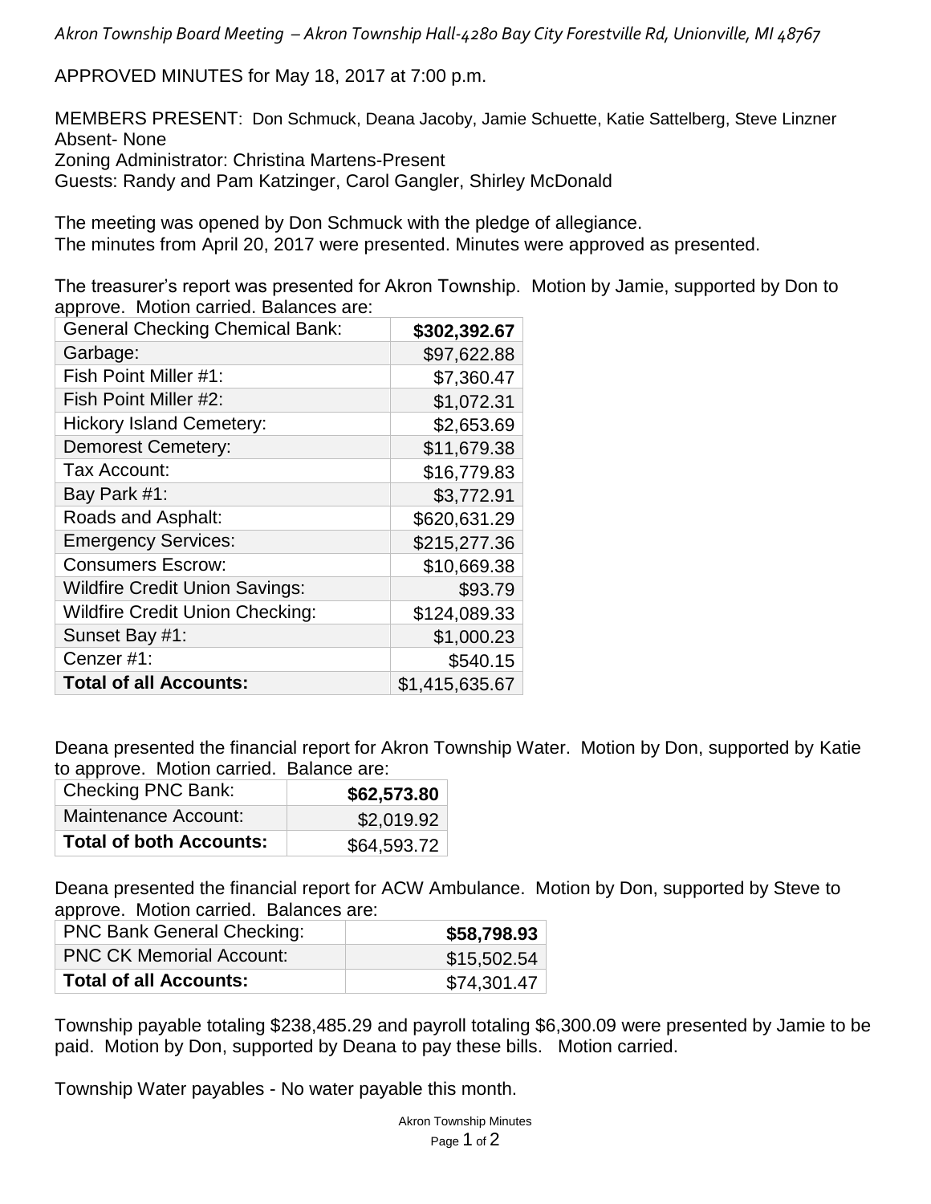*Akron Township Board Meeting – Akron Township Hall-4280 Bay City Forestville Rd, Unionville, MI 48767*

APPROVED MINUTES for May 18, 2017 at 7:00 p.m.

MEMBERS PRESENT: Don Schmuck, Deana Jacoby, Jamie Schuette, Katie Sattelberg, Steve Linzner
Absent- None
Zoning Administrator: Christina Martens-Present
Guests: Randy and Pam Katzinger, Carol Gangler, Shirley McDonald

The meeting was opened by Don Schmuck with the pledge of allegiance.
The minutes from April 20, 2017 were presented. Minutes were approved as presented.

The treasurer's report was presented for Akron Township. Motion by Jamie, supported by Don to approve. Motion carried. Balances are:

| General Checking Chemical Bank: | **$302,392.67** |
|---|---|
| Garbage: | $97,622.88 |
| Fish Point Miller #1: | $7,360.47 |
| Fish Point Miller #2: | $1,072.31 |
| Hickory Island Cemetery: | $2,653.69 |
| Demorest Cemetery: | $11,679.38 |
| Tax Account: | $16,779.83 |
| Bay Park #1: | $3,772.91 |
| Roads and Asphalt: | $620,631.29 |
| Emergency Services: | $215,277.36 |
| Consumers Escrow: | $10,669.38 |
| Wildfire Credit Union Savings: | $93.79 |
| Wildfire Credit Union Checking: | $124,089.33 |
| Sunset Bay #1: | $1,000.23 |
| Cenzer #1: | $540.15 |
| **Total of all Accounts:** | $1,415,635.67 |

Deana presented the financial report for Akron Township Water. Motion by Don, supported by Katie to approve. Motion carried. Balance are:

| Checking PNC Bank: | **$62,573.80** |
|---|---|
| Maintenance Account: | $2,019.92 |
| **Total of both Accounts:** | $64,593.72 |

Deana presented the financial report for ACW Ambulance. Motion by Don, supported by Steve to approve. Motion carried. Balances are:

| PNC Bank General Checking: | **$58,798.93** |
|---|---|
| PNC CK Memorial Account: | $15,502.54 |
| **Total of all Accounts:** | $74,301.47 |

Township payable totaling $238,485.29 and payroll totaling $6,300.09 were presented by Jamie to be paid. Motion by Don, supported by Deana to pay these bills. Motion carried.

Township Water payables - No water payable this month.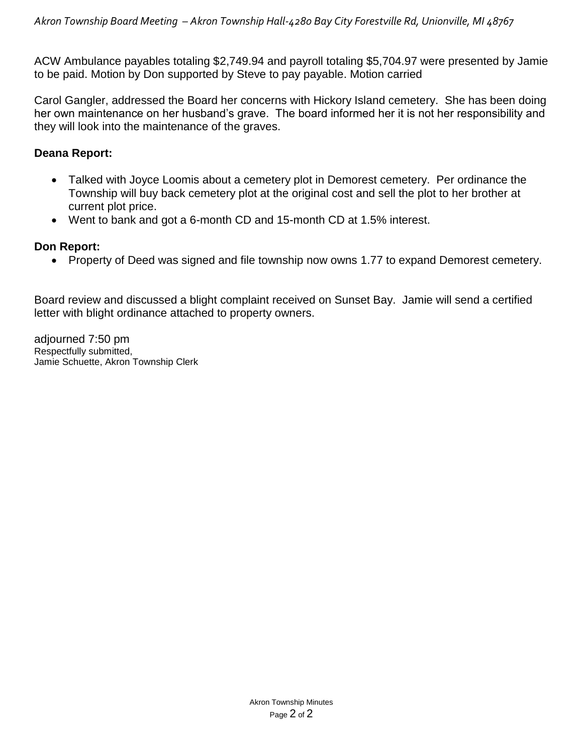ACW Ambulance payables totaling $2,749.94 and payroll totaling $5,704.97 were presented by Jamie to be paid. Motion by Don supported by Steve to pay payable. Motion carried

Carol Gangler, addressed the Board her concerns with Hickory Island cemetery. She has been doing her own maintenance on her husband's grave. The board informed her it is not her responsibility and they will look into the maintenance of the graves.

**Deana Report:**

- Talked with Joyce Loomis about a cemetery plot in Demorest cemetery. Per ordinance the Township will buy back cemetery plot at the original cost and sell the plot to her brother at current plot price.
- Went to bank and got a 6-month CD and 15-month CD at 1.5% interest.

**Don Report:**

- Property of Deed was signed and file township now owns 1.77 to expand Demorest cemetery.

Board review and discussed a blight complaint received on Sunset Bay. Jamie will send a certified letter with blight ordinance attached to property owners.

adjourned 7:50 pm
Respectfully submitted,
Jamie Schuette, Akron Township Clerk